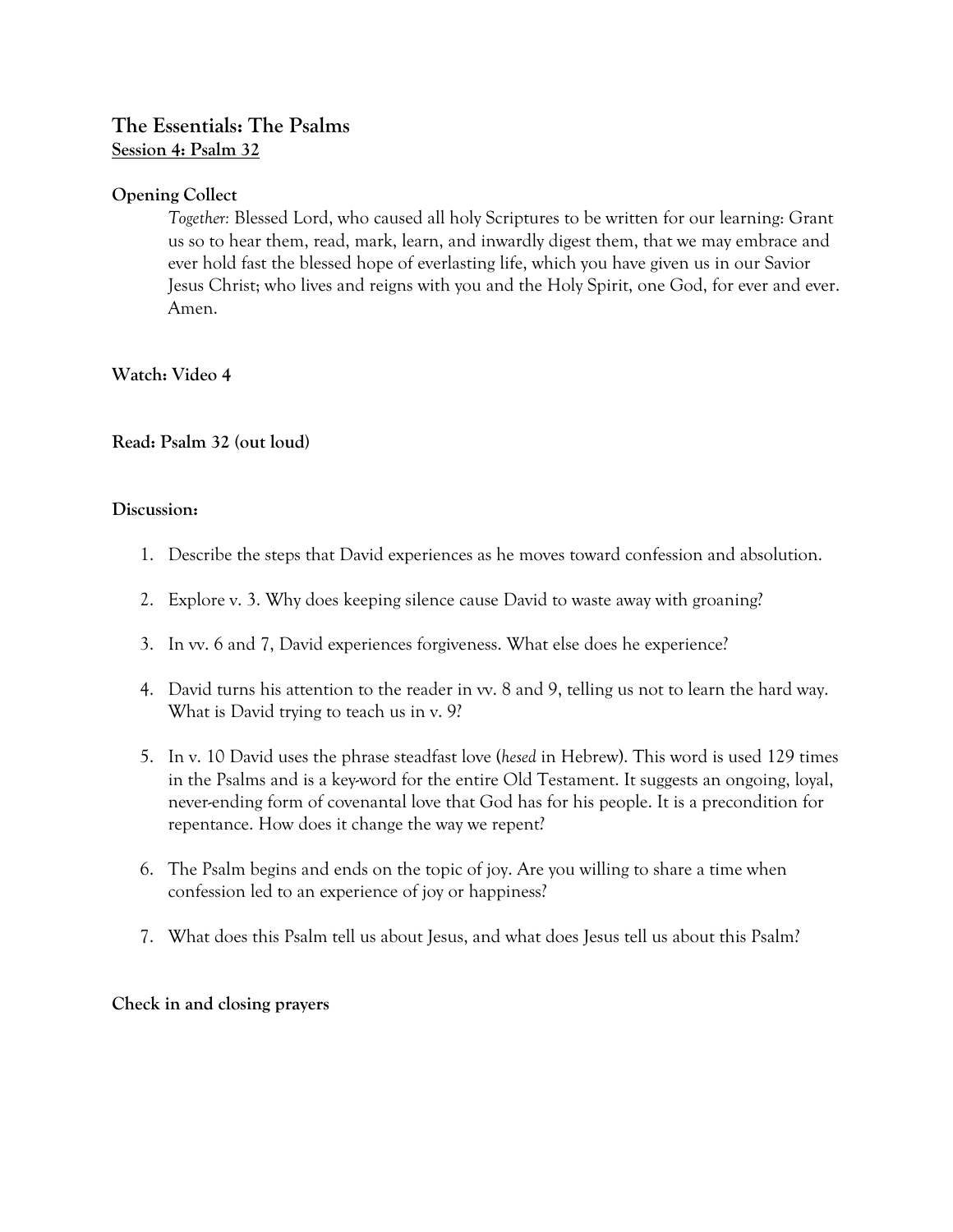# The Essentials: The Psalms

## Session 4: Psalm 32

**Opening Collect**

*Together:* Blessed Lord, who caused all holy Scriptures to be written for our learning: Grant us so to hear them, read, mark, learn, and inwardly digest them, that we may embrace and ever hold fast the blessed hope of everlasting life, which you have given us in our Savior Jesus Christ; who lives and reigns with you and the Holy Spirit, one God, for ever and ever. Amen.

**Watch: Video 4**

**Read: Psalm 32 (out loud)**

**Discussion:**

1. Describe the steps that David experiences as he moves toward confession and absolution.
2. Explore v. 3. Why does keeping silence cause David to waste away with groaning?
3. In vv. 6 and 7, David experiences forgiveness. What else does he experience?
4. David turns his attention to the reader in vv. 8 and 9, telling us not to learn the hard way. What is David trying to teach us in v. 9?
5. In v. 10 David uses the phrase steadfast love (*hesed* in Hebrew). This word is used 129 times in the Psalms and is a key-word for the entire Old Testament. It suggests an ongoing, loyal, never-ending form of covenantal love that God has for his people. It is a precondition for repentance. How does it change the way we repent?
6. The Psalm begins and ends on the topic of joy. Are you willing to share a time when confession led to an experience of joy or happiness?
7. What does this Psalm tell us about Jesus, and what does Jesus tell us about this Psalm?

**Check in and closing prayers**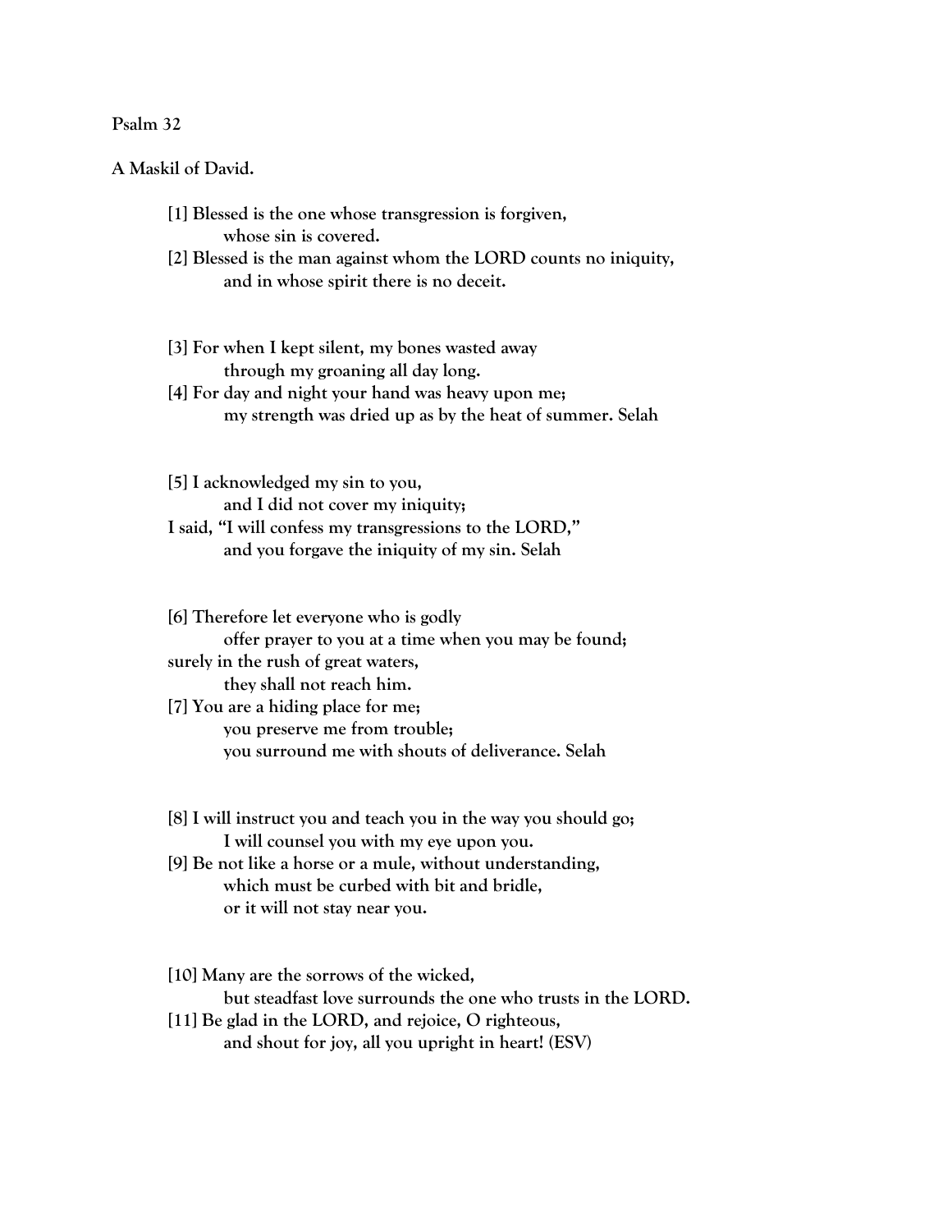Psalm 32

A Maskil of David.

[1] Blessed is the one whose transgression is forgiven,
    whose sin is covered.
[2] Blessed is the man against whom the LORD counts no iniquity,
    and in whose spirit there is no deceit.

[3] For when I kept silent, my bones wasted away
    through my groaning all day long.
[4] For day and night your hand was heavy upon me;
    my strength was dried up as by the heat of summer. Selah

[5] I acknowledged my sin to you,
    and I did not cover my iniquity;
I said, "I will confess my transgressions to the LORD,"
    and you forgave the iniquity of my sin. Selah

[6] Therefore let everyone who is godly
    offer prayer to you at a time when you may be found;
surely in the rush of great waters,
    they shall not reach him.
[7] You are a hiding place for me;
    you preserve me from trouble;
    you surround me with shouts of deliverance. Selah

[8] I will instruct you and teach you in the way you should go;
    I will counsel you with my eye upon you.
[9] Be not like a horse or a mule, without understanding,
    which must be curbed with bit and bridle,
    or it will not stay near you.

[10] Many are the sorrows of the wicked,
    but steadfast love surrounds the one who trusts in the LORD.
[11] Be glad in the LORD, and rejoice, O righteous,
    and shout for joy, all you upright in heart! (ESV)